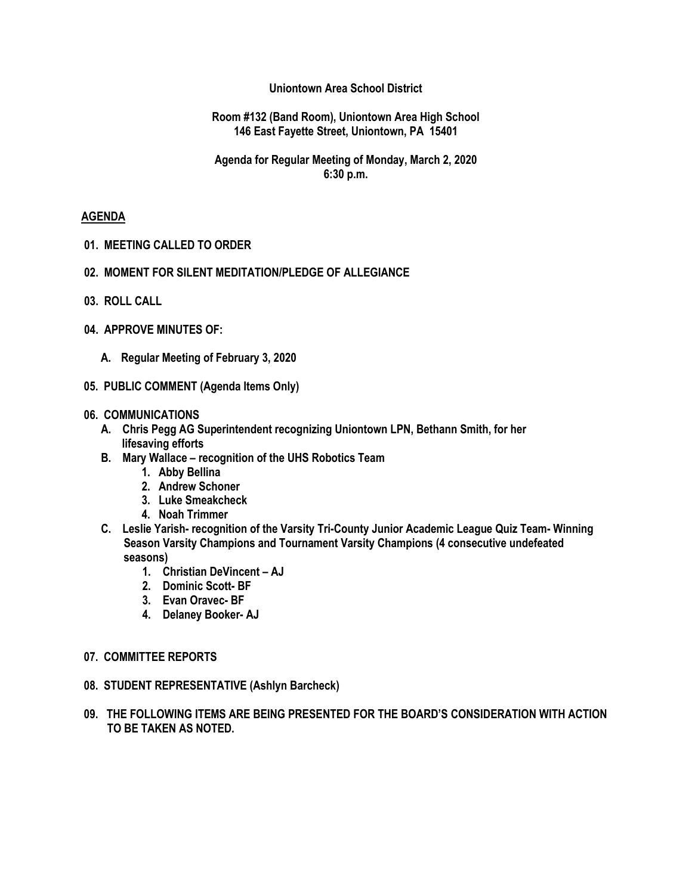**Uniontown Area School District**

**Room #132 (Band Room), Uniontown Area High School**
**146 East Fayette Street, Uniontown, PA 15401**

**Agenda for Regular Meeting of Monday, March 2, 2020**
**6:30 p.m.**

## AGENDA

**01. MEETING CALLED TO ORDER**

**02. MOMENT FOR SILENT MEDITATION/PLEDGE OF ALLEGIANCE**

**03. ROLL CALL**

**04. APPROVE MINUTES OF:**

- **A. Regular Meeting of February 3, 2020**

**05. PUBLIC COMMENT (Agenda Items Only)**

**06. COMMUNICATIONS**

- **A. Chris Pegg AG Superintendent recognizing Uniontown LPN, Bethann Smith, for her lifesaving efforts**
- **B. Mary Wallace – recognition of the UHS Robotics Team**
  1. **Abby Bellina**
  2. **Andrew Schoner**
  3. **Luke Smeakcheck**
  4. **Noah Trimmer**
- **C. Leslie Yarish- recognition of the Varsity Tri-County Junior Academic League Quiz Team- Winning Season Varsity Champions and Tournament Varsity Champions (4 consecutive undefeated seasons)**
  1. **Christian DeVincent – AJ**
  2. **Dominic Scott- BF**
  3. **Evan Oravec- BF**
  4. **Delaney Booker- AJ**

**07. COMMITTEE REPORTS**

**08. STUDENT REPRESENTATIVE (Ashlyn Barcheck)**

**09. THE FOLLOWING ITEMS ARE BEING PRESENTED FOR THE BOARD'S CONSIDERATION WITH ACTION TO BE TAKEN AS NOTED.**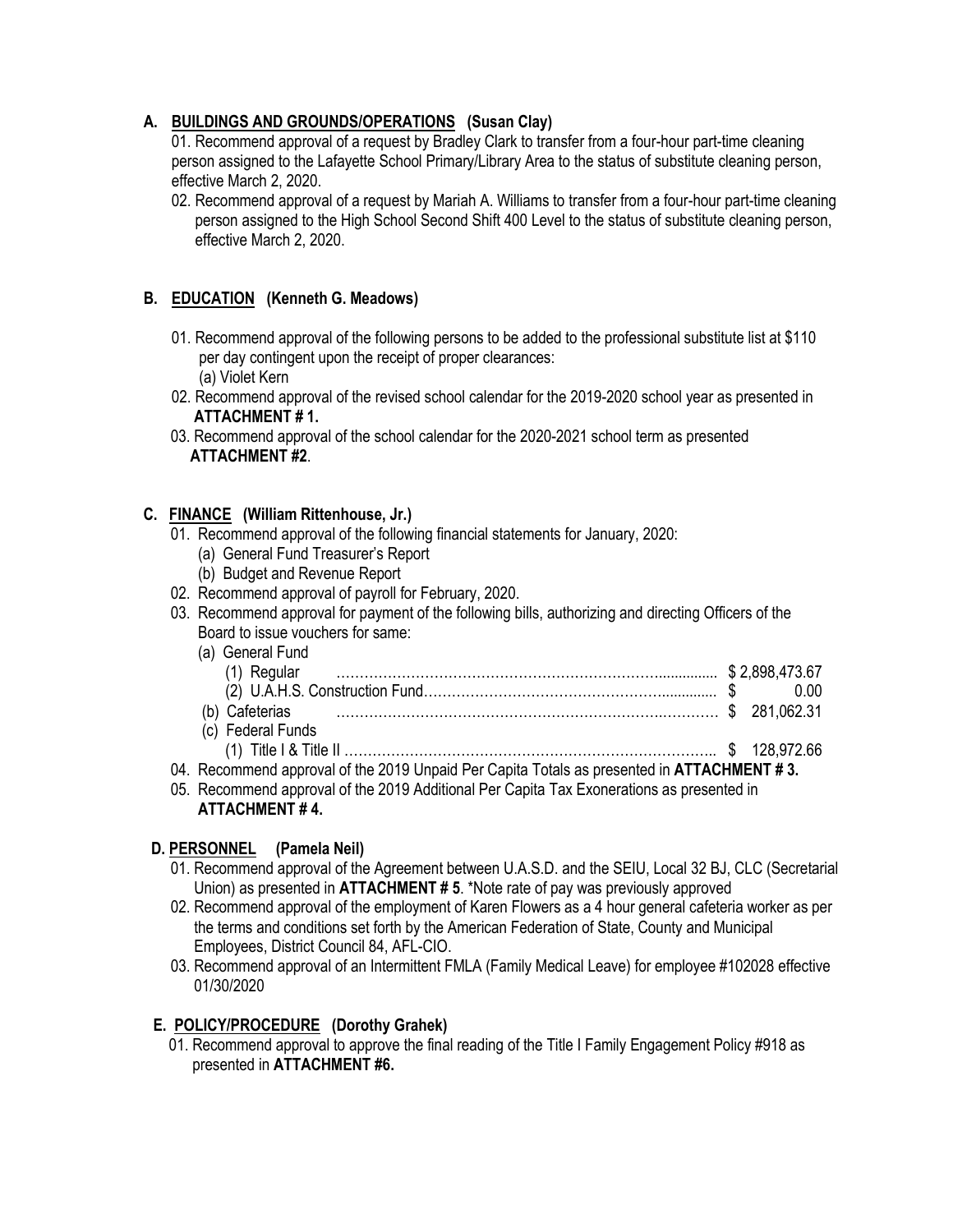## A. BUILDINGS AND GROUNDS/OPERATIONS (Susan Clay)

01. Recommend approval of a request by Bradley Clark to transfer from a four-hour part-time cleaning person assigned to the Lafayette School Primary/Library Area to the status of substitute cleaning person, effective March 2, 2020.

02. Recommend approval of a request by Mariah A. Williams to transfer from a four-hour part-time cleaning person assigned to the High School Second Shift 400 Level to the status of substitute cleaning person, effective March 2, 2020.

## B. EDUCATION (Kenneth G. Meadows)

01. Recommend approval of the following persons to be added to the professional substitute list at $110 per day contingent upon the receipt of proper clearances:
    (a) Violet Kern

02. Recommend approval of the revised school calendar for the 2019-2020 school year as presented in **ATTACHMENT # 1.**

03. Recommend approval of the school calendar for the 2020-2021 school term as presented **ATTACHMENT #2**.

## C. FINANCE (William Rittenhouse, Jr.)

01. Recommend approval of the following financial statements for January, 2020:
    (a) General Fund Treasurer's Report
    (b) Budget and Revenue Report

02. Recommend approval of payroll for February, 2020.

03. Recommend approval for payment of the following bills, authorizing and directing Officers of the Board to issue vouchers for same:
    (a) General Fund
        (1) Regular ........................................................................ $ 2,898,473.67
        (2) U.A.H.S. Construction Fund.................................................. $ 0.00
    (b) Cafeterias ........................................................................ $ 281,062.31
    (c) Federal Funds
        (1) Title I & Title II ................................................................. $ 128,972.66

04. Recommend approval of the 2019 Unpaid Per Capita Totals as presented in **ATTACHMENT # 3.**

05. Recommend approval of the 2019 Additional Per Capita Tax Exonerations as presented in **ATTACHMENT # 4.**

## D. PERSONNEL (Pamela Neil)

01. Recommend approval of the Agreement between U.A.S.D. and the SEIU, Local 32 BJ, CLC (Secretarial Union) as presented in **ATTACHMENT # 5**. *Note rate of pay was previously approved

02. Recommend approval of the employment of Karen Flowers as a 4 hour general cafeteria worker as per the terms and conditions set forth by the American Federation of State, County and Municipal Employees, District Council 84, AFL-CIO.

03. Recommend approval of an Intermittent FMLA (Family Medical Leave) for employee #102028 effective 01/30/2020

## E. POLICY/PROCEDURE (Dorothy Grahek)

01. Recommend approval to approve the final reading of the Title I Family Engagement Policy #918 as presented in **ATTACHMENT #6.**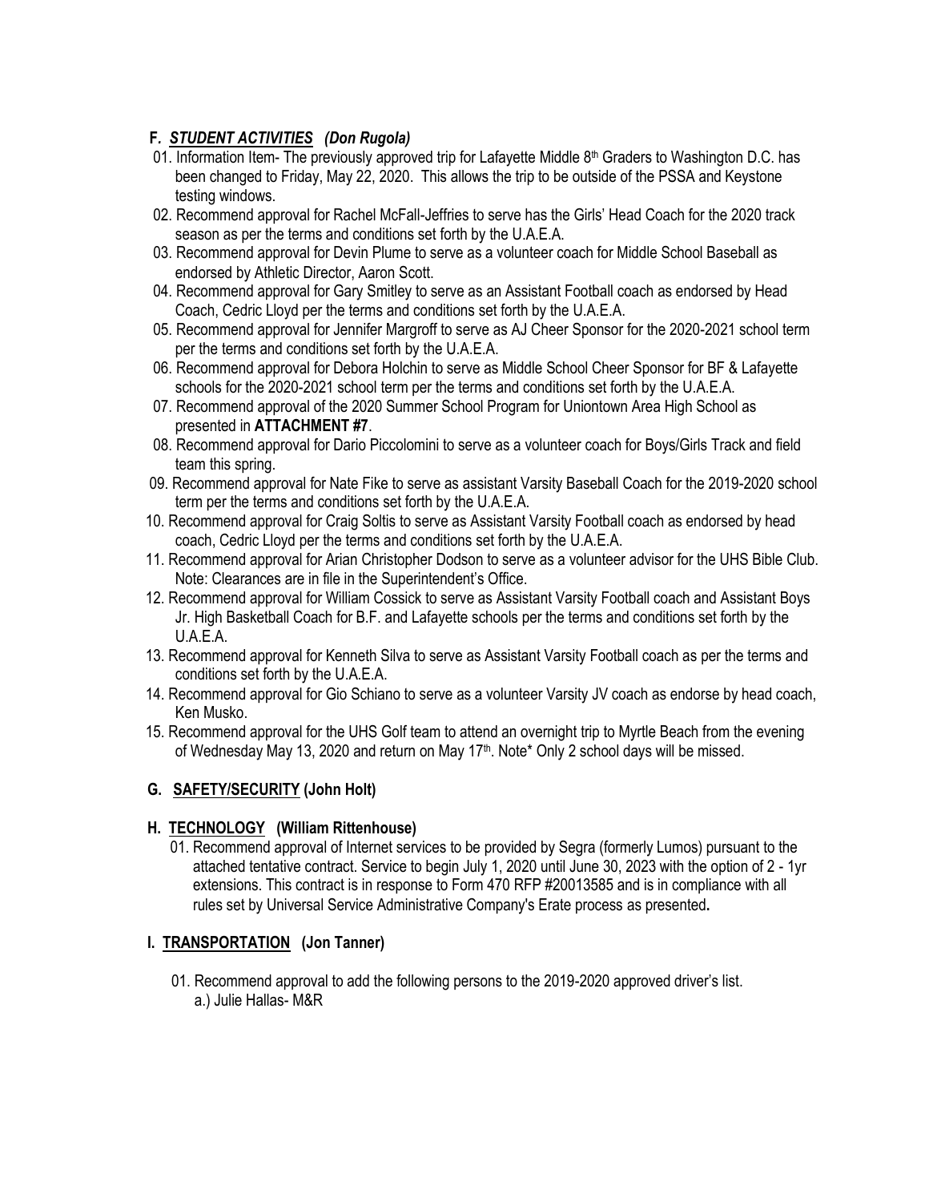## F. ***STUDENT ACTIVITIES*** ***(Don Rugola)***

01. Information Item- The previously approved trip for Lafayette Middle 8th Graders to Washington D.C. has been changed to Friday, May 22, 2020. This allows the trip to be outside of the PSSA and Keystone testing windows.
02. Recommend approval for Rachel McFall-Jeffries to serve has the Girls' Head Coach for the 2020 track season as per the terms and conditions set forth by the U.A.E.A.
03. Recommend approval for Devin Plume to serve as a volunteer coach for Middle School Baseball as endorsed by Athletic Director, Aaron Scott.
04. Recommend approval for Gary Smitley to serve as an Assistant Football coach as endorsed by Head Coach, Cedric Lloyd per the terms and conditions set forth by the U.A.E.A.
05. Recommend approval for Jennifer Margroff to serve as AJ Cheer Sponsor for the 2020-2021 school term per the terms and conditions set forth by the U.A.E.A.
06. Recommend approval for Debora Holchin to serve as Middle School Cheer Sponsor for BF & Lafayette schools for the 2020-2021 school term per the terms and conditions set forth by the U.A.E.A.
07. Recommend approval of the 2020 Summer School Program for Uniontown Area High School as presented in **ATTACHMENT #7**.
08. Recommend approval for Dario Piccolomini to serve as a volunteer coach for Boys/Girls Track and field team this spring.
09. Recommend approval for Nate Fike to serve as assistant Varsity Baseball Coach for the 2019-2020 school term per the terms and conditions set forth by the U.A.E.A.
10. Recommend approval for Craig Soltis to serve as Assistant Varsity Football coach as endorsed by head coach, Cedric Lloyd per the terms and conditions set forth by the U.A.E.A.
11. Recommend approval for Arian Christopher Dodson to serve as a volunteer advisor for the UHS Bible Club. Note: Clearances are in file in the Superintendent's Office.
12. Recommend approval for William Cossick to serve as Assistant Varsity Football coach and Assistant Boys Jr. High Basketball Coach for B.F. and Lafayette schools per the terms and conditions set forth by the U.A.E.A.
13. Recommend approval for Kenneth Silva to serve as Assistant Varsity Football coach as per the terms and conditions set forth by the U.A.E.A.
14. Recommend approval for Gio Schiano to serve as a volunteer Varsity JV coach as endorse by head coach, Ken Musko.
15. Recommend approval for the UHS Golf team to attend an overnight trip to Myrtle Beach from the evening of Wednesday May 13, 2020 and return on May 17th. Note* Only 2 school days will be missed.

## G. SAFETY/SECURITY (John Holt)

## H. TECHNOLOGY (William Rittenhouse)

01. Recommend approval of Internet services to be provided by Segra (formerly Lumos) pursuant to the attached tentative contract. Service to begin July 1, 2020 until June 30, 2023 with the option of 2 - 1yr extensions. This contract is in response to Form 470 RFP #20013585 and is in compliance with all rules set by Universal Service Administrative Company's Erate process as presented**.**

## I. TRANSPORTATION (Jon Tanner)

01. Recommend approval to add the following persons to the 2019-2020 approved driver's list.
    a.) Julie Hallas- M&R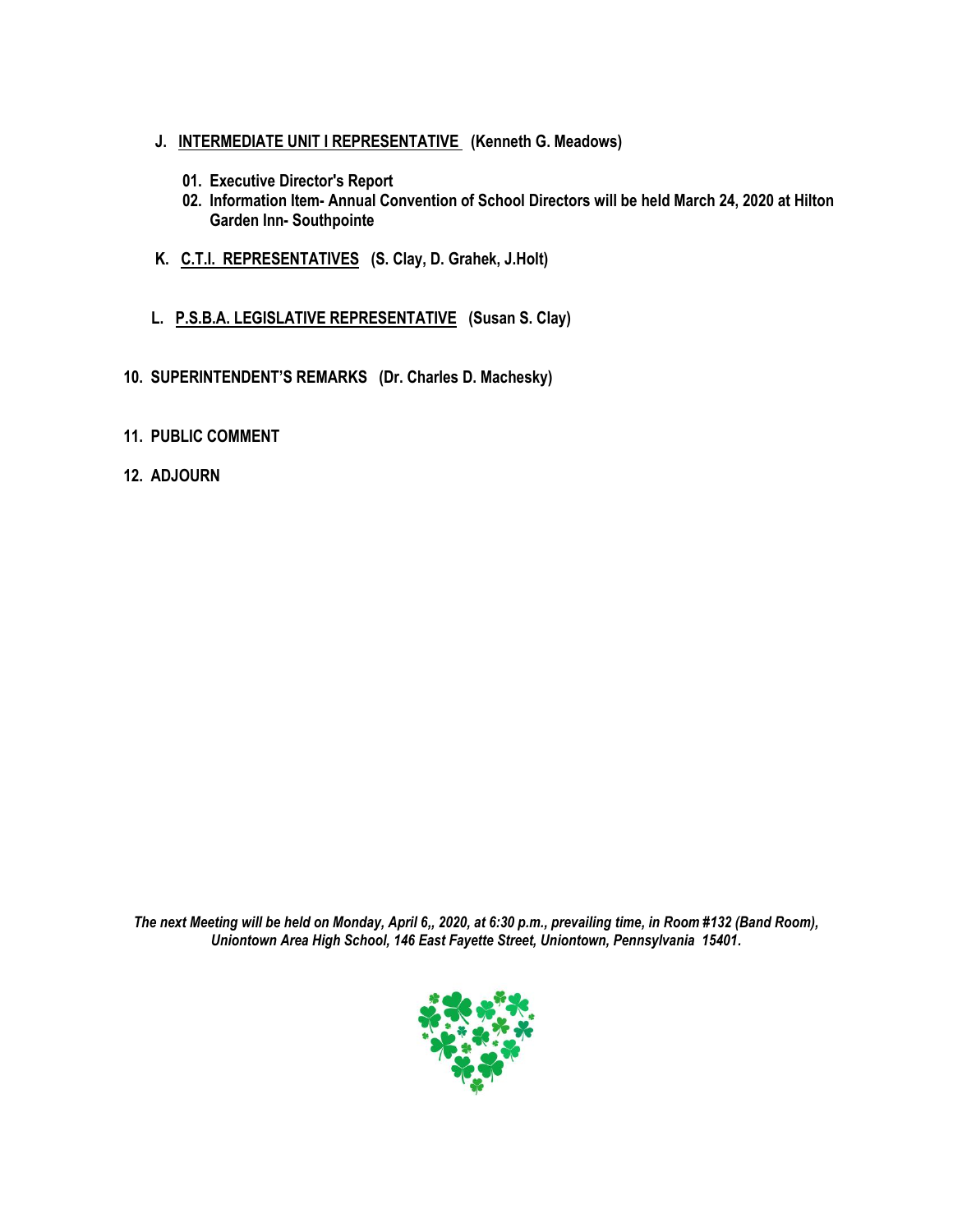J. **INTERMEDIATE UNIT I REPRESENTATIVE** (Kenneth G. Meadows)

   01. Executive Director's Report
   02. Information Item- Annual Convention of School Directors will be held March 24, 2020 at Hilton Garden Inn- Southpointe

K. **C.T.I. REPRESENTATIVES** (S. Clay, D. Grahek, J.Holt)

L. **P.S.B.A. LEGISLATIVE REPRESENTATIVE** (Susan S. Clay)

**10. SUPERINTENDENT'S REMARKS** (Dr. Charles D. Machesky)

**11. PUBLIC COMMENT**

**12. ADJOURN**

***The next Meeting will be held on Monday, April 6,, 2020, at 6:30 p.m., prevailing time, in Room #132 (Band Room), Uniontown Area High School, 146 East Fayette Street, Uniontown, Pennsylvania 15401.***